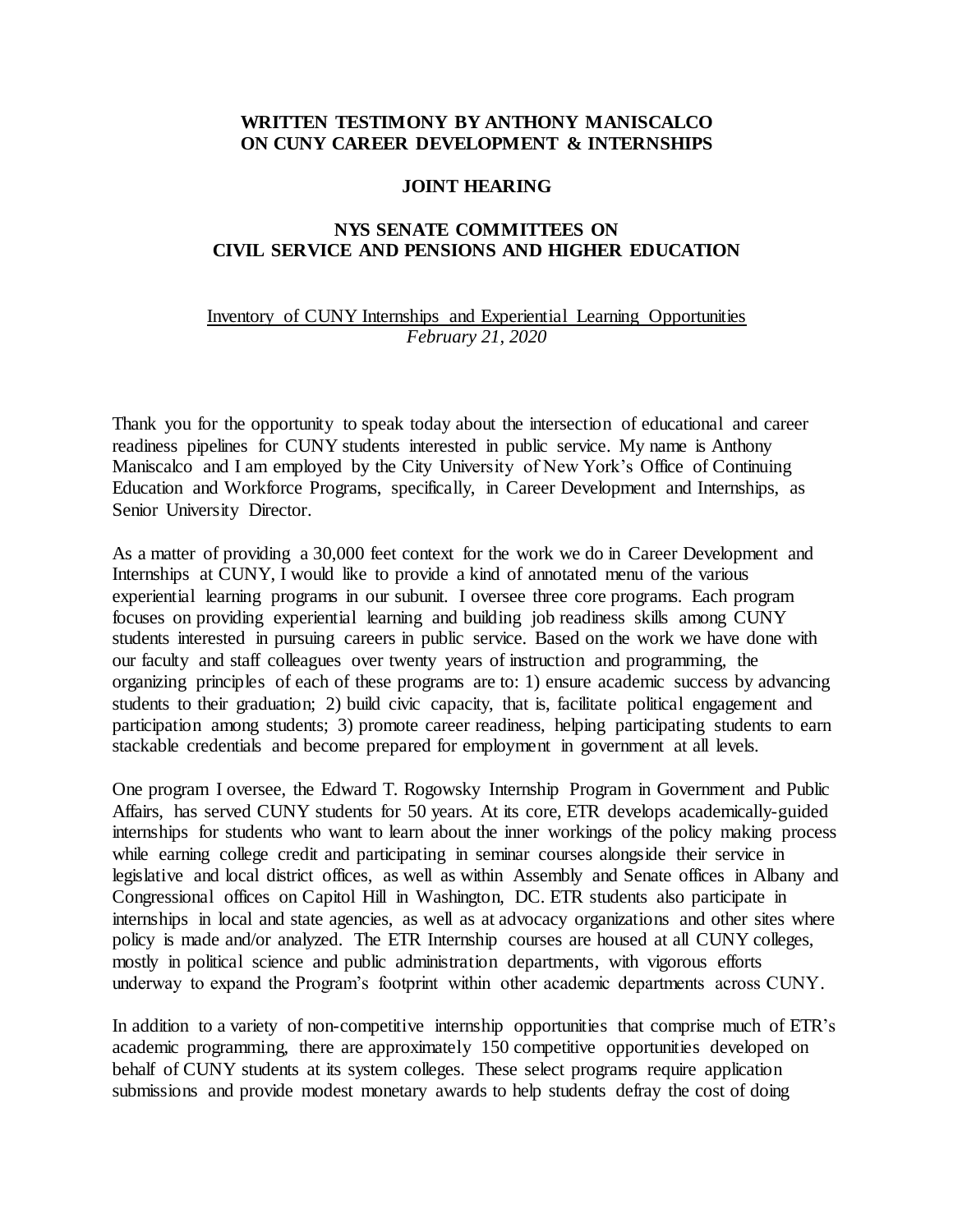**WRITTEN TESTIMONY BY ANTHONY MANISCALCO ON CUNY CAREER DEVELOPMENT & INTERNSHIPS**

**JOINT HEARING**

**NYS SENATE COMMITTEES ON CIVIL SERVICE AND PENSIONS AND HIGHER EDUCATION**

<u>Inventory of CUNY Internships and Experiential Learning Opportunities</u>
*February 21, 2020*

Thank you for the opportunity to speak today about the intersection of educational and career readiness pipelines for CUNY students interested in public service. My name is Anthony Maniscalco and I am employed by the City University of New York's Office of Continuing Education and Workforce Programs, specifically, in Career Development and Internships, as Senior University Director.

As a matter of providing a 30,000 feet context for the work we do in Career Development and Internships at CUNY, I would like to provide a kind of annotated menu of the various experiential learning programs in our subunit. I oversee three core programs. Each program focuses on providing experiential learning and building job readiness skills among CUNY students interested in pursuing careers in public service. Based on the work we have done with our faculty and staff colleagues over twenty years of instruction and programming, the organizing principles of each of these programs are to: 1) ensure academic success by advancing students to their graduation; 2) build civic capacity, that is, facilitate political engagement and participation among students; 3) promote career readiness, helping participating students to earn stackable credentials and become prepared for employment in government at all levels.

One program I oversee, the Edward T. Rogowsky Internship Program in Government and Public Affairs, has served CUNY students for 50 years. At its core, ETR develops academically-guided internships for students who want to learn about the inner workings of the policy making process while earning college credit and participating in seminar courses alongside their service in legislative and local district offices, as well as within Assembly and Senate offices in Albany and Congressional offices on Capitol Hill in Washington, DC. ETR students also participate in internships in local and state agencies, as well as at advocacy organizations and other sites where policy is made and/or analyzed. The ETR Internship courses are housed at all CUNY colleges, mostly in political science and public administration departments, with vigorous efforts underway to expand the Program's footprint within other academic departments across CUNY.

In addition to a variety of non-competitive internship opportunities that comprise much of ETR's academic programming, there are approximately 150 competitive opportunities developed on behalf of CUNY students at its system colleges. These select programs require application submissions and provide modest monetary awards to help students defray the cost of doing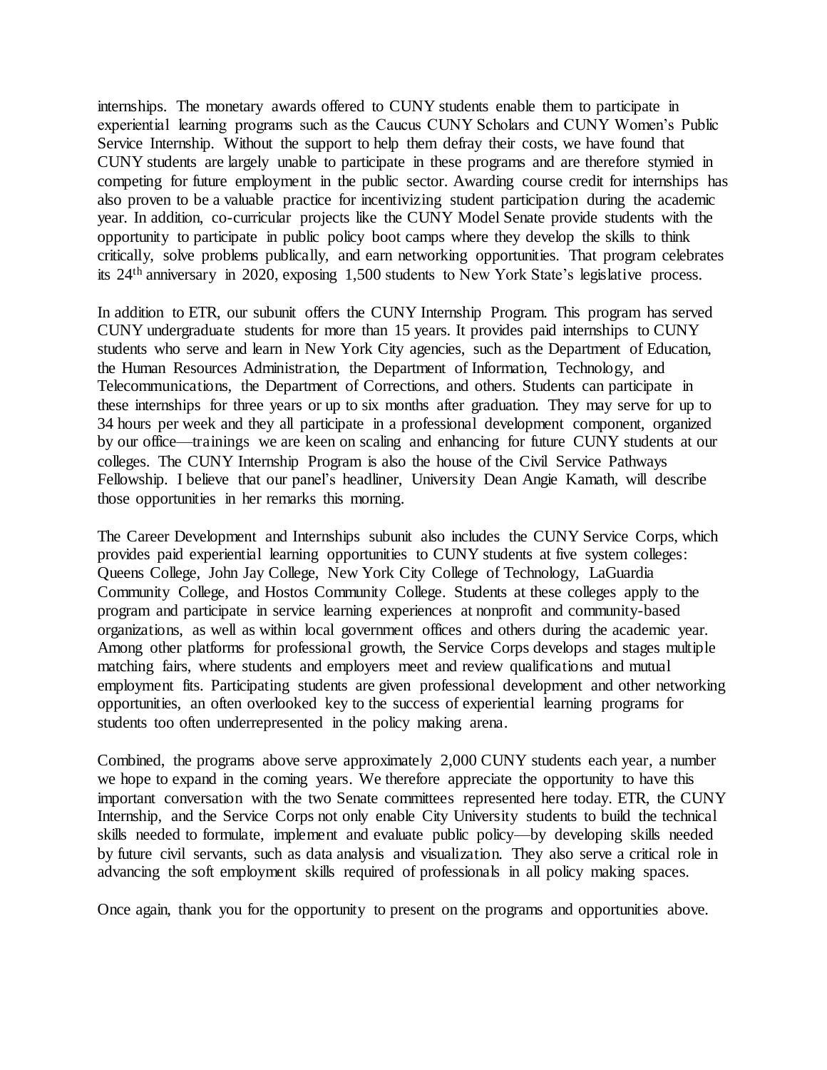internships. The monetary awards offered to CUNY students enable them to participate in experiential learning programs such as the Caucus CUNY Scholars and CUNY Women's Public Service Internship. Without the support to help them defray their costs, we have found that CUNY students are largely unable to participate in these programs and are therefore stymied in competing for future employment in the public sector. Awarding course credit for internships has also proven to be a valuable practice for incentivizing student participation during the academic year. In addition, co-curricular projects like the CUNY Model Senate provide students with the opportunity to participate in public policy boot camps where they develop the skills to think critically, solve problems publically, and earn networking opportunities. That program celebrates its 24th anniversary in 2020, exposing 1,500 students to New York State's legislative process.

In addition to ETR, our subunit offers the CUNY Internship Program. This program has served CUNY undergraduate students for more than 15 years. It provides paid internships to CUNY students who serve and learn in New York City agencies, such as the Department of Education, the Human Resources Administration, the Department of Information, Technology, and Telecommunications, the Department of Corrections, and others. Students can participate in these internships for three years or up to six months after graduation. They may serve for up to 34 hours per week and they all participate in a professional development component, organized by our office—trainings we are keen on scaling and enhancing for future CUNY students at our colleges. The CUNY Internship Program is also the house of the Civil Service Pathways Fellowship. I believe that our panel's headliner, University Dean Angie Kamath, will describe those opportunities in her remarks this morning.

The Career Development and Internships subunit also includes the CUNY Service Corps, which provides paid experiential learning opportunities to CUNY students at five system colleges: Queens College, John Jay College, New York City College of Technology, LaGuardia Community College, and Hostos Community College. Students at these colleges apply to the program and participate in service learning experiences at nonprofit and community-based organizations, as well as within local government offices and others during the academic year. Among other platforms for professional growth, the Service Corps develops and stages multiple matching fairs, where students and employers meet and review qualifications and mutual employment fits. Participating students are given professional development and other networking opportunities, an often overlooked key to the success of experiential learning programs for students too often underrepresented in the policy making arena.

Combined, the programs above serve approximately 2,000 CUNY students each year, a number we hope to expand in the coming years. We therefore appreciate the opportunity to have this important conversation with the two Senate committees represented here today. ETR, the CUNY Internship, and the Service Corps not only enable City University students to build the technical skills needed to formulate, implement and evaluate public policy—by developing skills needed by future civil servants, such as data analysis and visualization. They also serve a critical role in advancing the soft employment skills required of professionals in all policy making spaces.

Once again, thank you for the opportunity to present on the programs and opportunities above.